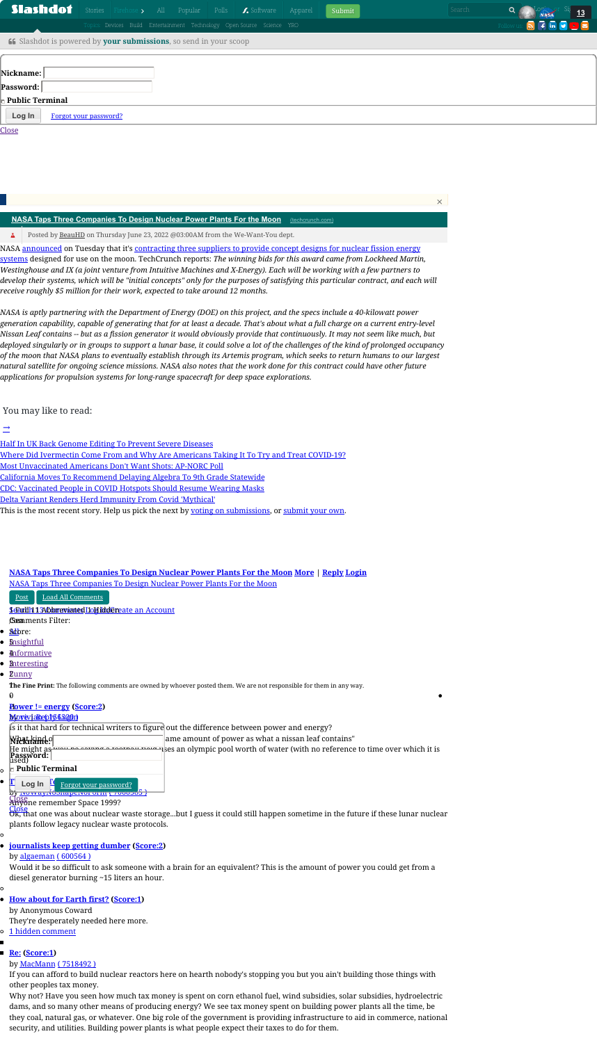# NASA Taps Three Companies To Design Nuclear Power Plants For the Moon

(techcrunch.com)

Posted by BeauHD on Thursday June 23, 2022 @03:00AM from the We-Want-You dept.

NASA announced on Tuesday that it's contracting three suppliers to provide concept designs for nuclear fission energy systems designed for use on the moon. TechCrunch reports: *The winning bids for this award came from Lockheed Martin, Westinghouse and IX (a joint venture from Intuitive Machines and X-Energy). Each will be working with a few partners to develop their systems, which will be "initial concepts" only for the purposes of satisfying this particular contract, and each will receive roughly $5 million for their work, expected to take around 12 months.*

*NASA is aptly partnering with the Department of Energy (DOE) on this project, and the specs include a 40-kilowatt power generation capability, capable of generating that for at least a decade. That's about what a full charge on a current entry-level Nissan Leaf contains -- but as a fission generator it would obviously provide that continuously. It may not seem like much, but deployed singularly or in groups to support a lunar base, it could solve a lot of the challenges of the kind of prolonged occupancy of the moon that NASA plans to eventually establish through its Artemis program, which seeks to return humans to our largest natural satellite for ongoing science missions. NASA also notes that the work done for this contract could have other future applications for propulsion systems for long-range spacecraft for deep space explorations.*

You may like to read:

- Half In UK Back Genome Editing To Prevent Severe Diseases
- Where Did Ivermectin Come From and Why Are Americans Taking It To Try and Treat COVID-19?
- Most Unvaccinated Americans Don't Want Shots: AP-NORC Poll
- California Moves To Recommend Delaying Algebra To 9th Grade Statewide
- CDC: Vaccinated People in COVID Hotspots Should Resume Wearing Masks
- Delta Variant Renders Herd Immunity From Covid 'Mythical'

This is the most recent story. Help us pick the next by voting on submissions, or submit your own.

NASA Taps Three Companies To Design Nuclear Power Plants For the Moon More | Reply Login

NASA Taps Three Companies To Design Nuclear Power Plants For the Moon

Comments Filter:

- All
- Insightful
- Informative
- Interesting
- Funny

**The Fine Print:** The following comments are owned by whoever posted them. We are not responsible for them in any way.

**power != energy** (Score:2)

is it that hard for technical writers to figure out the difference between power and energy?

"... same amount of power as what a nissan leaf contains"

He might as ... uses an olympic pool worth of water (with no reference to time over which it is used)

Anyone remember Space 1999?

Ok, that one was about nuclear waste storage...but I guess it could still happen sometime in the future if these lunar nuclear plants follow legacy nuclear waste protocols.

**journalists keep getting dumber** (Score:2)

by algaeman ( 600564 )

Would it be so difficult to ask someone with a brain for an equivalent? This is the amount of power you could get from a diesel generator burning ~15 liters an hour.

**How about for Earth first?** (Score:1)

by Anonymous Coward

They're desperately needed here more.

1 hidden comment

**Re:** (Score:1)

by MacMann ( 7518492 )

If you can afford to build nuclear reactors here on hearth nobody's stopping you but you ain't building those things with other peoples tax money.

Why not? Have you seen how much tax money is spent on corn ethanol fuel, wind subsidies, solar subsidies, hydroelectric dams, and so many other means of producing energy? We see tax money spent on building power plants all the time, be they coal, natural gas, or whatever. One big role of the government is providing infrastructure to aid in commerce, national security, and utilities. Building power plants is what people expect their taxes to do for them.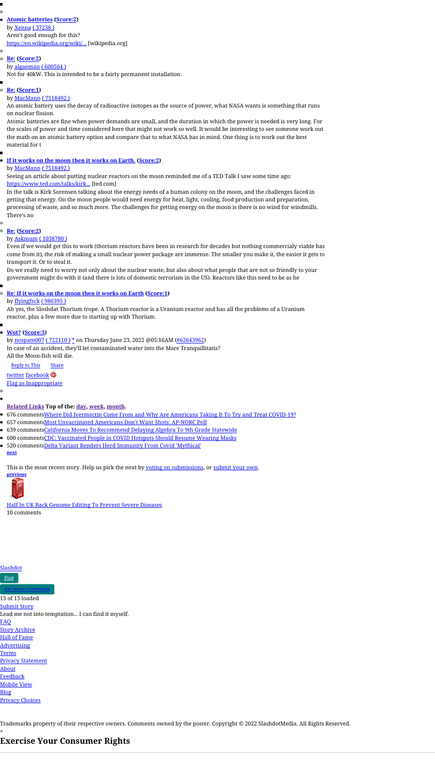- **Atomic batteries (Score:2)**
  by Xenna ( 37238 )
  Aren't good enough for this?
  https://en.wikipedia.org/wiki/... [wikipedia.org]

  - **Re: (Score:2)**
    by algaeman ( 600564 )
    Not for 40kW. This is intended to be a fairly permanent installation.

  - **Re: (Score:1)**
    by MacMann ( 7518492 )
    An atomic battery uses the decay of radioactive isotopes as the source of power, what NASA wants is something that runs on nuclear fission.
    Atomic batteries are fine when power demands are small, and the duration in which the power is needed is very long. For the scales of power and time considered here that might not work so well. It would be interesting to see someone work out the math on an atomic battery option and compare that to what NASA has in mind. One thing is to work out the best material for t

- **If it works on the moon then it works on Earth. (Score:2)**
  by MacMann ( 7518492 )
  Seeing an article about putting nuclear reactors on the moon reminded me of a TED Talk I saw some time ago: https://www.ted.com/talks/kirk... [ted.com]
  In the talk is Kirk Sorensen talking about the energy needs of a human colony on the moon, and the challenges faced in getting that energy. On the moon people would need energy for heat, light, cooling, food production and preparation, processing of waste, and so much more. The challenges for getting energy on the moon is there is no wind for windmills. There's no

  - **Re: (Score:2)**
    by Askmum ( 1038780 )
    Even if we would get this to work (thorium reactors have been in research for decades but nothing commercialy viable has come from it), the risk of making a small nuclear power package are immense. The smaller you make it, the easier it gets to transport it. Or to steal it.
    Do we really need to worry not only about the nuclear waste, but also about what people that are not so friendly to your government might do with it (and there is lots of domestic terrorism in the US). Reactors like this need to be as he

  - **Re: If it works on the moon then it works on Earth (Score:1)**
    by flyingfsck ( 986395 )
    Ah yes, the Sloshdat Thorium trope. A Thorium reactor is a Uranium reactor and has all the problems of a Uranium reactor, plus a few more due to starting up with Thorium.

- **Wot? (Score:3)**
  by nospam007 ( 722110 ) * on Thursday June 23, 2022 @05:16AM (#62643962)
  In case of an accident, they'll let contaminated water into the Mare Tranquillitatis?
  All the Moon-fish will die.

  Reply to This Share

  twitter facebook

  Flag as Inappropriate

**Related Links** **Top of the: day, week, month.**

- 676 comments Where Did Ivermectin Come From and Why Are Americans Taking It To Try and Treat COVID-19?
- 657 comments Most Unvaccinated Americans Don't Want Shots: AP-NORC Poll
- 639 comments California Moves To Recommend Delaying Algebra To 9th Grade Statewide
- 600 comments CDC: Vaccinated People in COVID Hotspots Should Resume Wearing Masks
- 520 comments Delta Variant Renders Herd Immunity From Covid 'Mythical'

**next**

This is the most recent story. Help us pick the next by voting on submissions, or submit your own.

**previous**

Half In UK Back Genome Editing To Prevent Severe Diseases
10 comments

Slashdot

Post

Get more comments

13 of 13 loaded

Submit Story

Lead me not into temptation... I can find it myself.

- FAQ
- Story Archive
- Hall of Fame
- Advertising
- Terms
- Privacy Statement
- About
- Feedback
- Mobile View
- Blog
- Privacy Choices

Trademarks property of their respective owners. Comments owned by the poster. Copyright © 2022 SlashdotMedia. All Rights Reserved.

×

## Exercise Your Consumer Rights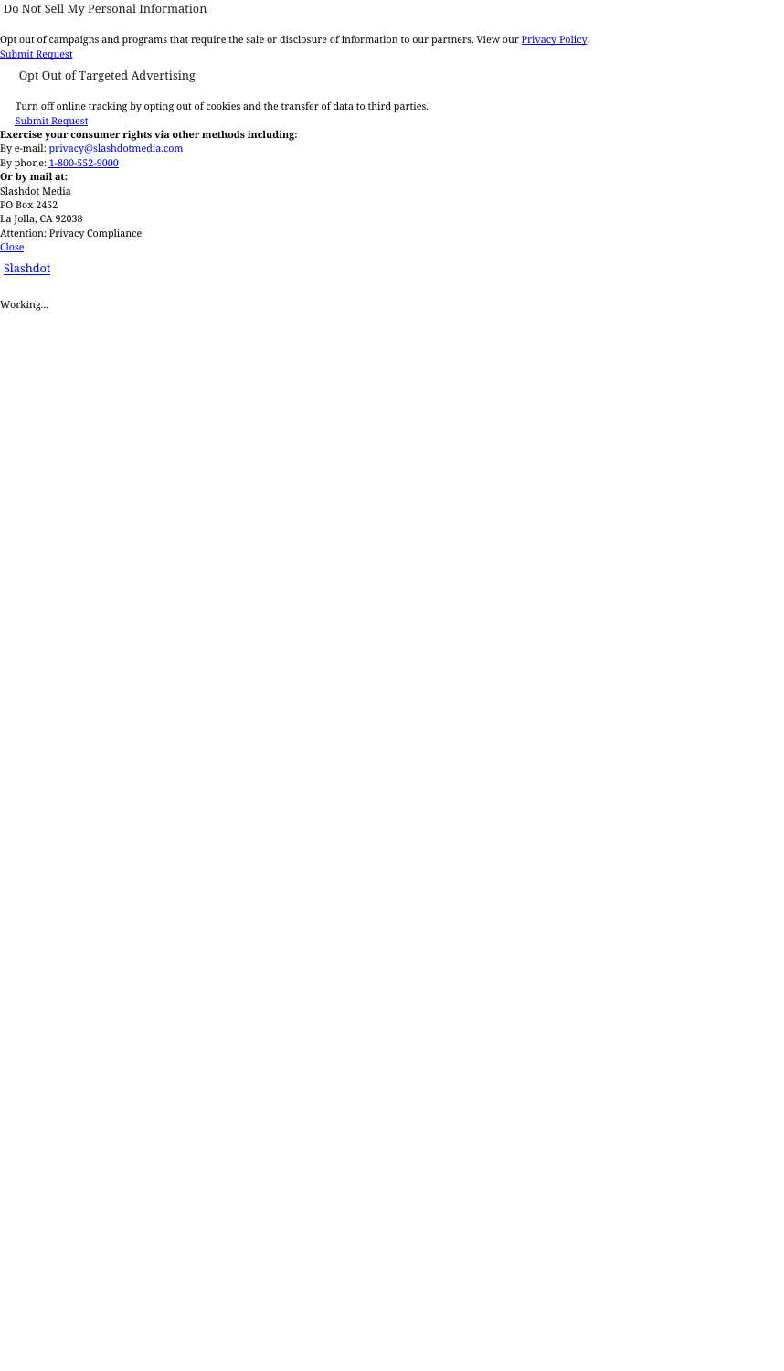Do Not Sell My Personal Information

Opt out of campaigns and programs that require the sale or disclosure of information to our partners. View our Privacy Policy.
Submit Request

Opt Out of Targeted Advertising

Turn off online tracking by opting out of cookies and the transfer of data to third parties.
Submit Request

**Exercise your consumer rights via other methods including:**
By e-mail: privacy@slashdotmedia.com
By phone: 1-800-552-9000
**Or by mail at:**
Slashdot Media
PO Box 2452
La Jolla, CA 92038
Attention: Privacy Compliance
Close

Slashdot

Working...